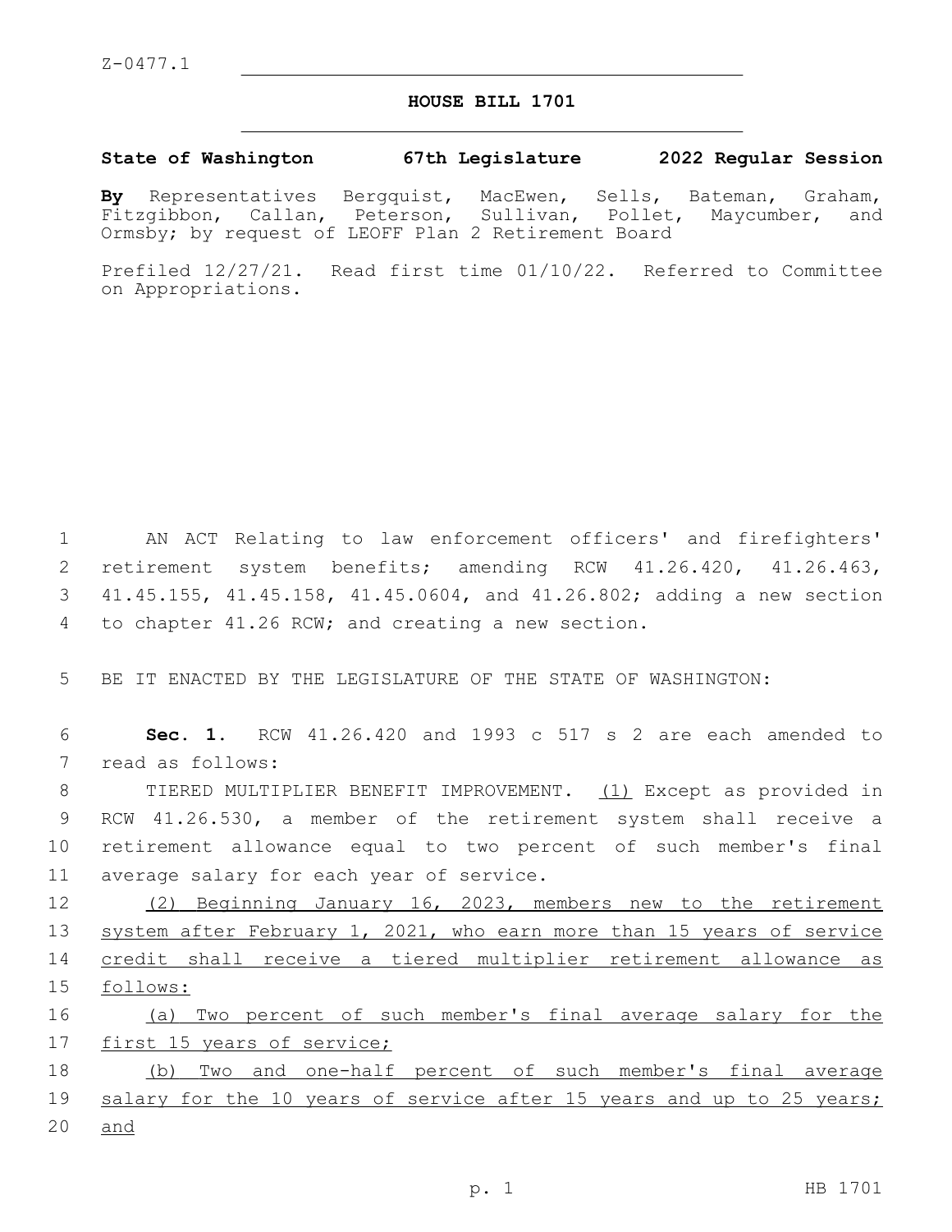Z-0477.1

# HOUSE BILL 1701

**State of Washington 67th Legislature 2022 Regular Session**

**By** Representatives Bergquist, MacEwen, Sells, Bateman, Graham, Fitzgibbon, Callan, Peterson, Sullivan, Pollet, Maycumber, and Ormsby; by request of LEOFF Plan 2 Retirement Board

Prefiled 12/27/21. Read first time 01/10/22. Referred to Committee on Appropriations.

AN ACT Relating to law enforcement officers' and firefighters' retirement system benefits; amending RCW 41.26.420, 41.26.463, 41.45.155, 41.45.158, 41.45.0604, and 41.26.802; adding a new section to chapter 41.26 RCW; and creating a new section.

BE IT ENACTED BY THE LEGISLATURE OF THE STATE OF WASHINGTON:

**Sec. 1.** RCW 41.26.420 and 1993 c 517 s 2 are each amended to read as follows:

TIERED MULTIPLIER BENEFIT IMPROVEMENT. (1) Except as provided in RCW 41.26.530, a member of the retirement system shall receive a retirement allowance equal to two percent of such member's final average salary for each year of service.

(2) Beginning January 16, 2023, members new to the retirement system after February 1, 2021, who earn more than 15 years of service credit shall receive a tiered multiplier retirement allowance as follows:

(a) Two percent of such member's final average salary for the first 15 years of service;

(b) Two and one-half percent of such member's final average salary for the 10 years of service after 15 years and up to 25 years; and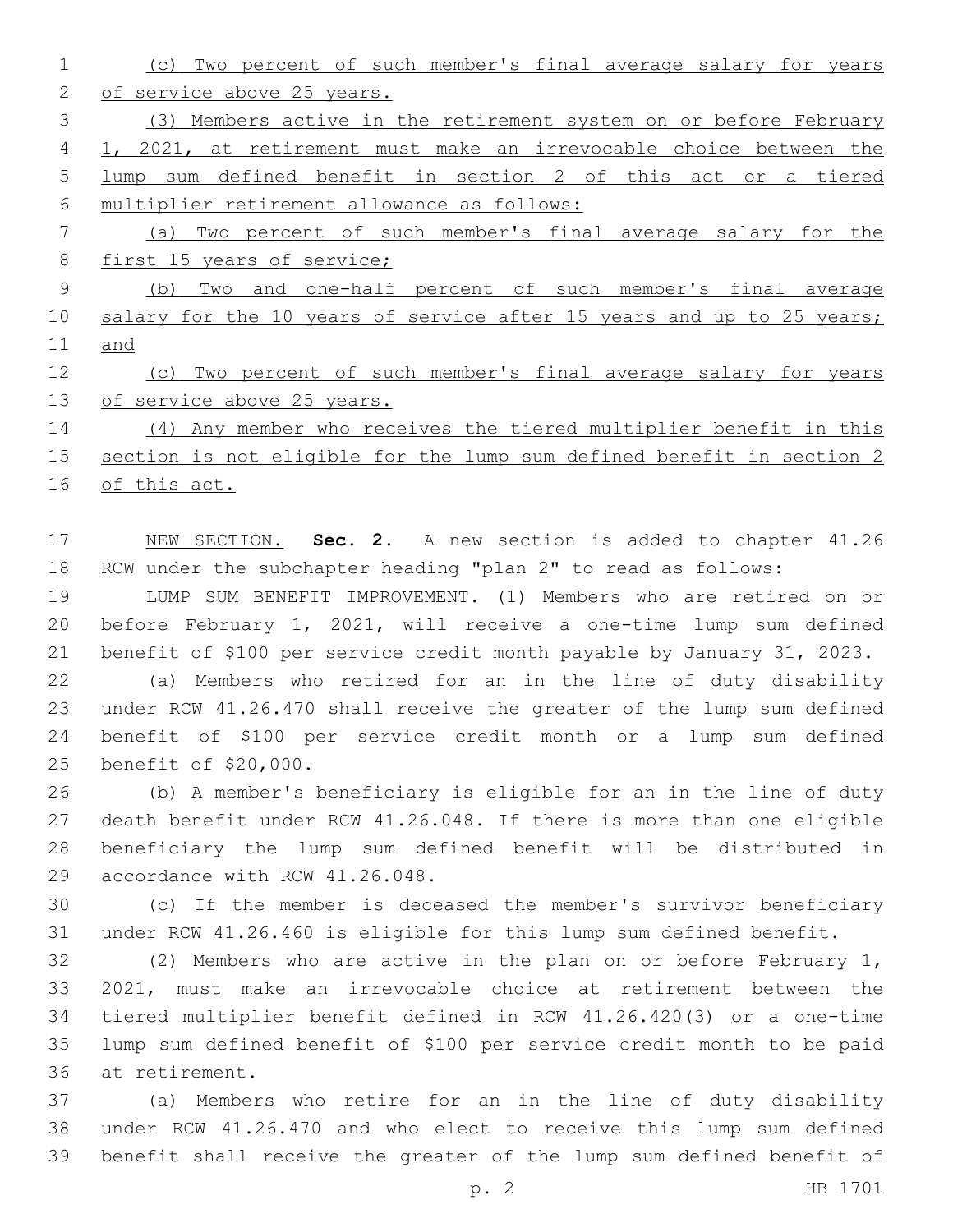(c) Two percent of such member's final average salary for years of service above 25 years.

(3) Members active in the retirement system on or before February 1, 2021, at retirement must make an irrevocable choice between the lump sum defined benefit in section 2 of this act or a tiered multiplier retirement allowance as follows:

(a) Two percent of such member's final average salary for the first 15 years of service;

(b) Two and one-half percent of such member's final average salary for the 10 years of service after 15 years and up to 25 years; and

(c) Two percent of such member's final average salary for years of service above 25 years.

(4) Any member who receives the tiered multiplier benefit in this section is not eligible for the lump sum defined benefit in section 2 of this act.

NEW SECTION. **Sec. 2.** A new section is added to chapter 41.26 RCW under the subchapter heading "plan 2" to read as follows:

LUMP SUM BENEFIT IMPROVEMENT. (1) Members who are retired on or before February 1, 2021, will receive a one-time lump sum defined benefit of $100 per service credit month payable by January 31, 2023.

(a) Members who retired for an in the line of duty disability under RCW 41.26.470 shall receive the greater of the lump sum defined benefit of $100 per service credit month or a lump sum defined benefit of $20,000.

(b) A member's beneficiary is eligible for an in the line of duty death benefit under RCW 41.26.048. If there is more than one eligible beneficiary the lump sum defined benefit will be distributed in accordance with RCW 41.26.048.

(c) If the member is deceased the member's survivor beneficiary under RCW 41.26.460 is eligible for this lump sum defined benefit.

(2) Members who are active in the plan on or before February 1, 2021, must make an irrevocable choice at retirement between the tiered multiplier benefit defined in RCW 41.26.420(3) or a one-time lump sum defined benefit of $100 per service credit month to be paid at retirement.

(a) Members who retire for an in the line of duty disability under RCW 41.26.470 and who elect to receive this lump sum defined benefit shall receive the greater of the lump sum defined benefit of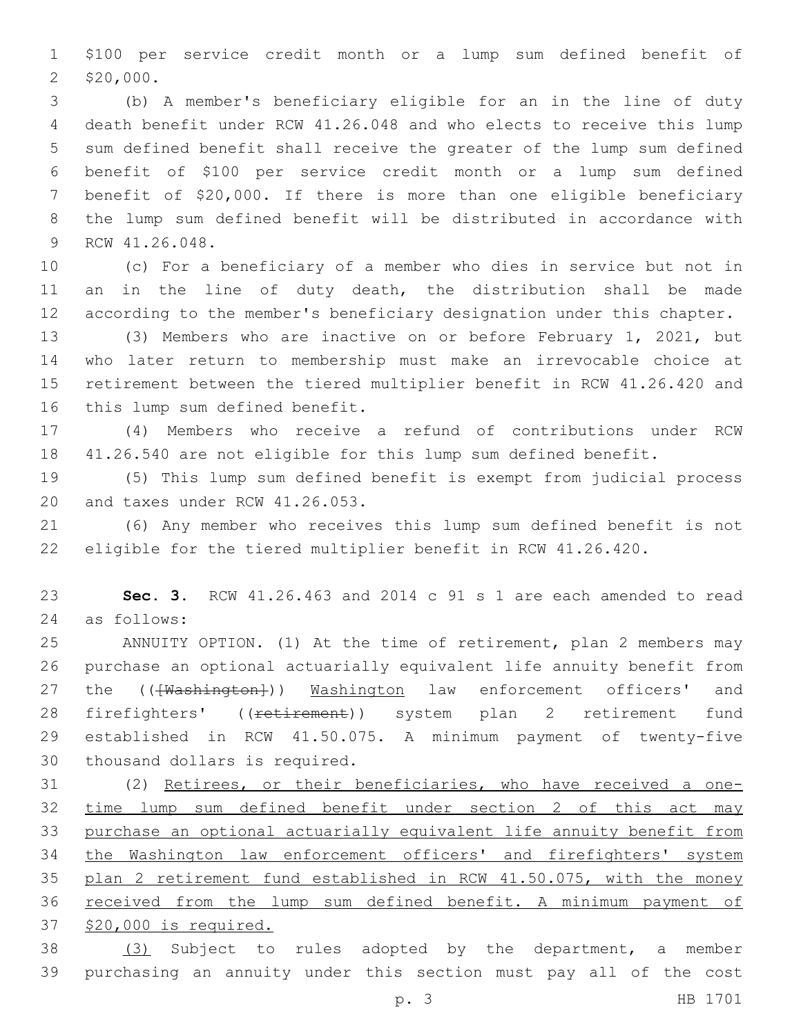$100 per service credit month or a lump sum defined benefit of $20,000.

(b) A member's beneficiary eligible for an in the line of duty death benefit under RCW 41.26.048 and who elects to receive this lump sum defined benefit shall receive the greater of the lump sum defined benefit of $100 per service credit month or a lump sum defined benefit of $20,000. If there is more than one eligible beneficiary the lump sum defined benefit will be distributed in accordance with RCW 41.26.048.

(c) For a beneficiary of a member who dies in service but not in an in the line of duty death, the distribution shall be made according to the member's beneficiary designation under this chapter.

(3) Members who are inactive on or before February 1, 2021, but who later return to membership must make an irrevocable choice at retirement between the tiered multiplier benefit in RCW 41.26.420 and this lump sum defined benefit.

(4) Members who receive a refund of contributions under RCW 41.26.540 are not eligible for this lump sum defined benefit.

(5) This lump sum defined benefit is exempt from judicial process and taxes under RCW 41.26.053.

(6) Any member who receives this lump sum defined benefit is not eligible for the tiered multiplier benefit in RCW 41.26.420.

**Sec. 3.** RCW 41.26.463 and 2014 c 91 s 1 are each amended to read as follows:

ANNUITY OPTION. (1) At the time of retirement, plan 2 members may purchase an optional actuarially equivalent life annuity benefit from the ((~~[Washington]~~)) <u>Washington</u> law enforcement officers' and firefighters' ((~~retirement~~)) system plan 2 retirement fund established in RCW 41.50.075. A minimum payment of twenty-five thousand dollars is required.

(2) <u>Retirees, or their beneficiaries, who have received a one-time lump sum defined benefit under section 2 of this act may purchase an optional actuarially equivalent life annuity benefit from the Washington law enforcement officers' and firefighters' system plan 2 retirement fund established in RCW 41.50.075, with the money received from the lump sum defined benefit. A minimum payment of $20,000 is required.</u>

<u>(3)</u> Subject to rules adopted by the department, a member purchasing an annuity under this section must pay all of the cost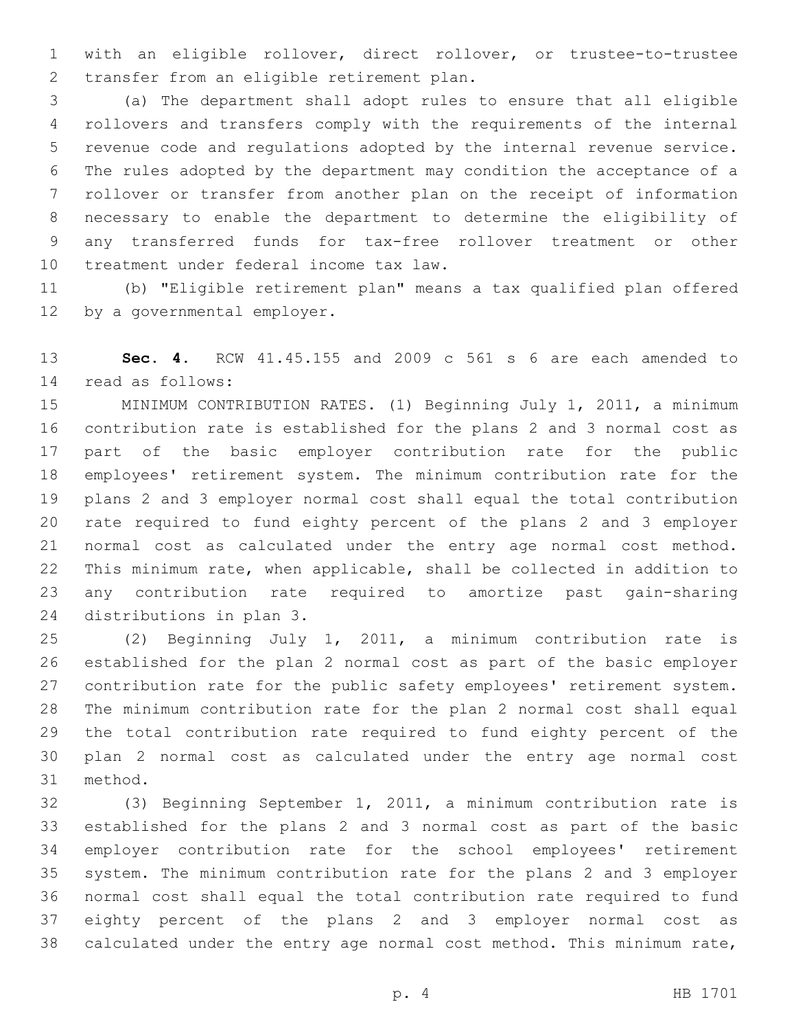with an eligible rollover, direct rollover, or trustee-to-trustee transfer from an eligible retirement plan.

(a) The department shall adopt rules to ensure that all eligible rollovers and transfers comply with the requirements of the internal revenue code and regulations adopted by the internal revenue service. The rules adopted by the department may condition the acceptance of a rollover or transfer from another plan on the receipt of information necessary to enable the department to determine the eligibility of any transferred funds for tax-free rollover treatment or other treatment under federal income tax law.

(b) "Eligible retirement plan" means a tax qualified plan offered by a governmental employer.

**Sec. 4.** RCW 41.45.155 and 2009 c 561 s 6 are each amended to read as follows:

MINIMUM CONTRIBUTION RATES. (1) Beginning July 1, 2011, a minimum contribution rate is established for the plans 2 and 3 normal cost as part of the basic employer contribution rate for the public employees' retirement system. The minimum contribution rate for the plans 2 and 3 employer normal cost shall equal the total contribution rate required to fund eighty percent of the plans 2 and 3 employer normal cost as calculated under the entry age normal cost method. This minimum rate, when applicable, shall be collected in addition to any contribution rate required to amortize past gain-sharing distributions in plan 3.

(2) Beginning July 1, 2011, a minimum contribution rate is established for the plan 2 normal cost as part of the basic employer contribution rate for the public safety employees' retirement system. The minimum contribution rate for the plan 2 normal cost shall equal the total contribution rate required to fund eighty percent of the plan 2 normal cost as calculated under the entry age normal cost method.

(3) Beginning September 1, 2011, a minimum contribution rate is established for the plans 2 and 3 normal cost as part of the basic employer contribution rate for the school employees' retirement system. The minimum contribution rate for the plans 2 and 3 employer normal cost shall equal the total contribution rate required to fund eighty percent of the plans 2 and 3 employer normal cost as calculated under the entry age normal cost method. This minimum rate,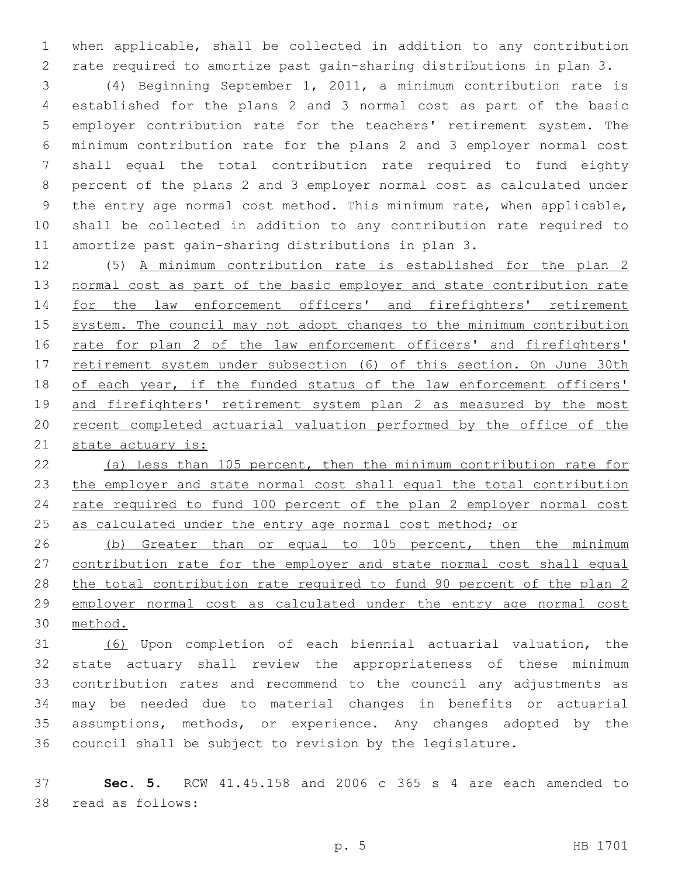when applicable, shall be collected in addition to any contribution rate required to amortize past gain-sharing distributions in plan 3.

(4) Beginning September 1, 2011, a minimum contribution rate is established for the plans 2 and 3 normal cost as part of the basic employer contribution rate for the teachers' retirement system. The minimum contribution rate for the plans 2 and 3 employer normal cost shall equal the total contribution rate required to fund eighty percent of the plans 2 and 3 employer normal cost as calculated under the entry age normal cost method. This minimum rate, when applicable, shall be collected in addition to any contribution rate required to amortize past gain-sharing distributions in plan 3.

(5) <u>A minimum contribution rate is established for the plan 2 normal cost as part of the basic employer and state contribution rate for the law enforcement officers' and firefighters' retirement system. The council may not adopt changes to the minimum contribution rate for plan 2 of the law enforcement officers' and firefighters' retirement system under subsection (6) of this section. On June 30th of each year, if the funded status of the law enforcement officers' and firefighters' retirement system plan 2 as measured by the most recent completed actuarial valuation performed by the office of the state actuary is:</u>

<u>(a) Less than 105 percent, then the minimum contribution rate for the employer and state normal cost shall equal the total contribution rate required to fund 100 percent of the plan 2 employer normal cost as calculated under the entry age normal cost method; or</u>

<u>(b) Greater than or equal to 105 percent, then the minimum contribution rate for the employer and state normal cost shall equal the total contribution rate required to fund 90 percent of the plan 2 employer normal cost as calculated under the entry age normal cost method.</u>

<u>(6)</u> Upon completion of each biennial actuarial valuation, the state actuary shall review the appropriateness of these minimum contribution rates and recommend to the council any adjustments as may be needed due to material changes in benefits or actuarial assumptions, methods, or experience. Any changes adopted by the council shall be subject to revision by the legislature.

**Sec. 5.** RCW 41.45.158 and 2006 c 365 s 4 are each amended to read as follows: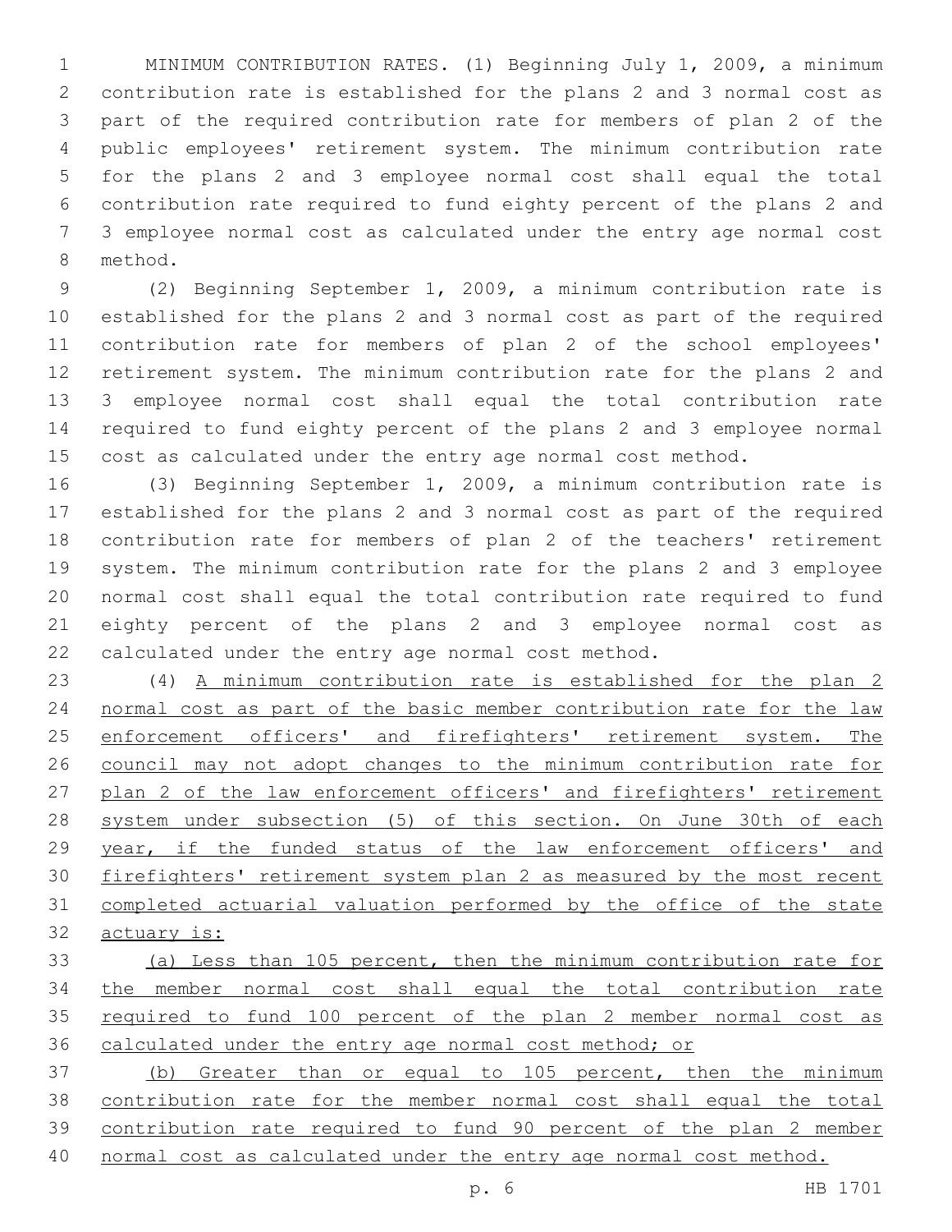MINIMUM CONTRIBUTION RATES. (1) Beginning July 1, 2009, a minimum contribution rate is established for the plans 2 and 3 normal cost as part of the required contribution rate for members of plan 2 of the public employees' retirement system. The minimum contribution rate for the plans 2 and 3 employee normal cost shall equal the total contribution rate required to fund eighty percent of the plans 2 and 3 employee normal cost as calculated under the entry age normal cost method.

(2) Beginning September 1, 2009, a minimum contribution rate is established for the plans 2 and 3 normal cost as part of the required contribution rate for members of plan 2 of the school employees' retirement system. The minimum contribution rate for the plans 2 and 3 employee normal cost shall equal the total contribution rate required to fund eighty percent of the plans 2 and 3 employee normal cost as calculated under the entry age normal cost method.

(3) Beginning September 1, 2009, a minimum contribution rate is established for the plans 2 and 3 normal cost as part of the required contribution rate for members of plan 2 of the teachers' retirement system. The minimum contribution rate for the plans 2 and 3 employee normal cost shall equal the total contribution rate required to fund eighty percent of the plans 2 and 3 employee normal cost as calculated under the entry age normal cost method.

(4) A minimum contribution rate is established for the plan 2 normal cost as part of the basic member contribution rate for the law enforcement officers' and firefighters' retirement system. The council may not adopt changes to the minimum contribution rate for plan 2 of the law enforcement officers' and firefighters' retirement system under subsection (5) of this section. On June 30th of each year, if the funded status of the law enforcement officers' and firefighters' retirement system plan 2 as measured by the most recent completed actuarial valuation performed by the office of the state actuary is:

(a) Less than 105 percent, then the minimum contribution rate for the member normal cost shall equal the total contribution rate required to fund 100 percent of the plan 2 member normal cost as calculated under the entry age normal cost method; or

(b) Greater than or equal to 105 percent, then the minimum contribution rate for the member normal cost shall equal the total contribution rate required to fund 90 percent of the plan 2 member normal cost as calculated under the entry age normal cost method.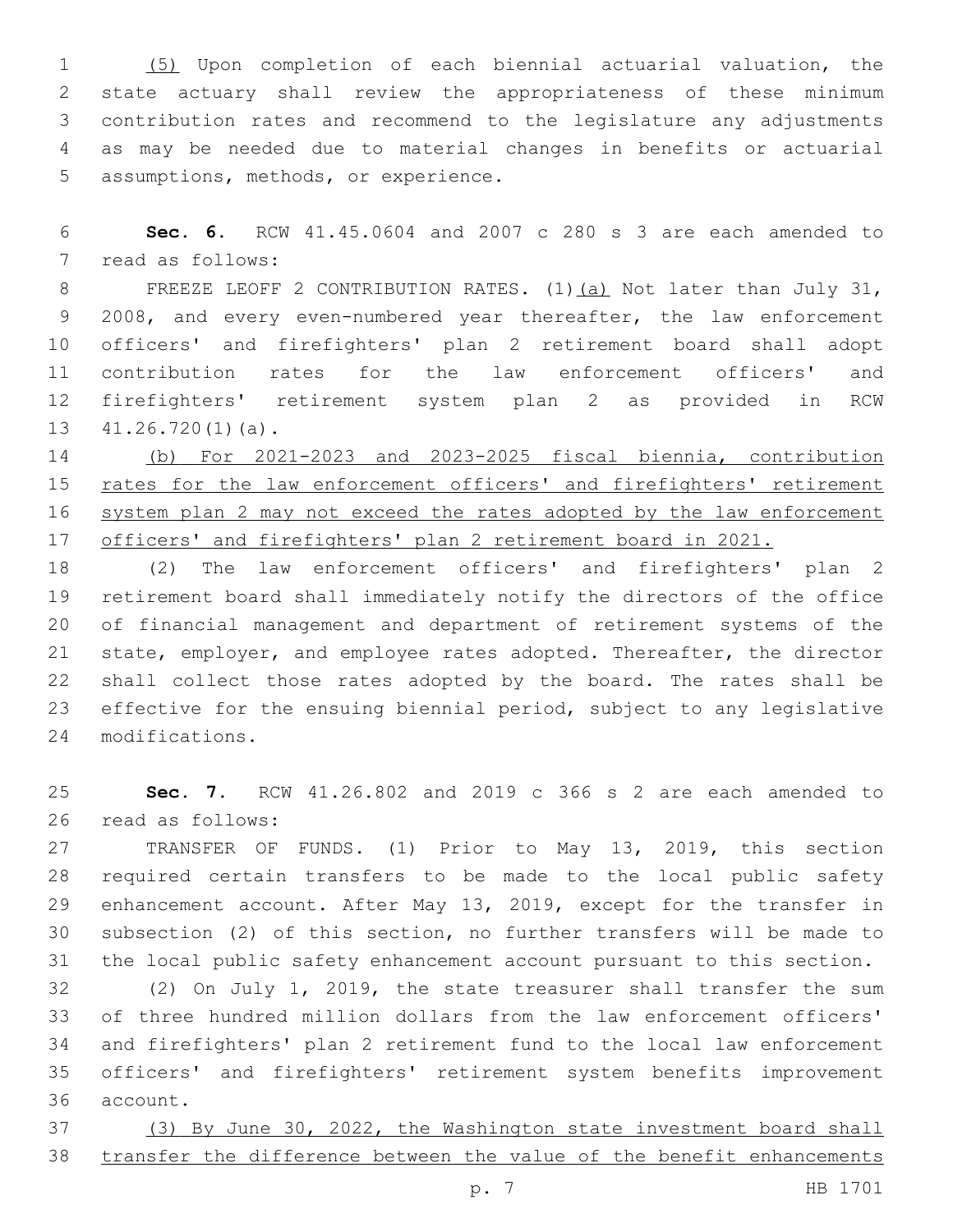(5) Upon completion of each biennial actuarial valuation, the state actuary shall review the appropriateness of these minimum contribution rates and recommend to the legislature any adjustments as may be needed due to material changes in benefits or actuarial assumptions, methods, or experience.

**Sec. 6.** RCW 41.45.0604 and 2007 c 280 s 3 are each amended to read as follows:

FREEZE LEOFF 2 CONTRIBUTION RATES. (1)(a) Not later than July 31, 2008, and every even-numbered year thereafter, the law enforcement officers' and firefighters' plan 2 retirement board shall adopt contribution rates for the law enforcement officers' and firefighters' retirement system plan 2 as provided in RCW 41.26.720(1)(a).

(b) For 2021-2023 and 2023-2025 fiscal biennia, contribution rates for the law enforcement officers' and firefighters' retirement system plan 2 may not exceed the rates adopted by the law enforcement officers' and firefighters' plan 2 retirement board in 2021.

(2) The law enforcement officers' and firefighters' plan 2 retirement board shall immediately notify the directors of the office of financial management and department of retirement systems of the state, employer, and employee rates adopted. Thereafter, the director shall collect those rates adopted by the board. The rates shall be effective for the ensuing biennial period, subject to any legislative modifications.

**Sec. 7.** RCW 41.26.802 and 2019 c 366 s 2 are each amended to read as follows:

TRANSFER OF FUNDS. (1) Prior to May 13, 2019, this section required certain transfers to be made to the local public safety enhancement account. After May 13, 2019, except for the transfer in subsection (2) of this section, no further transfers will be made to the local public safety enhancement account pursuant to this section.

(2) On July 1, 2019, the state treasurer shall transfer the sum of three hundred million dollars from the law enforcement officers' and firefighters' plan 2 retirement fund to the local law enforcement officers' and firefighters' retirement system benefits improvement account.

(3) By June 30, 2022, the Washington state investment board shall transfer the difference between the value of the benefit enhancements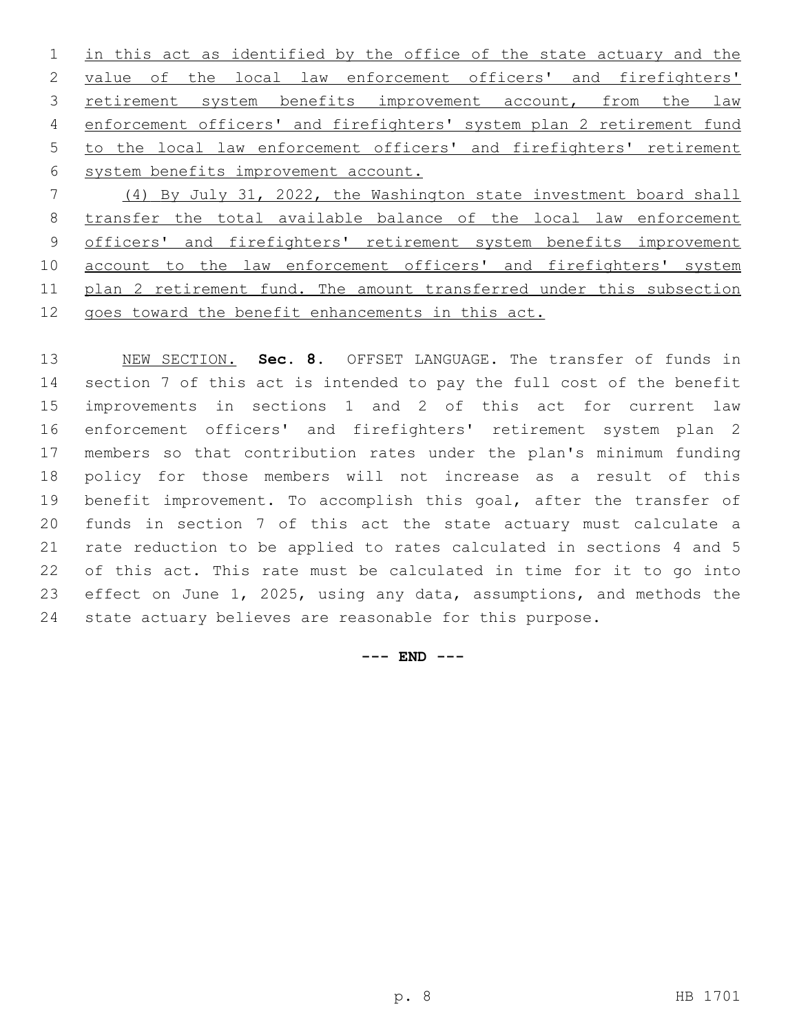in this act as identified by the office of the state actuary and the value of the local law enforcement officers' and firefighters' retirement system benefits improvement account, from the law enforcement officers' and firefighters' system plan 2 retirement fund to the local law enforcement officers' and firefighters' retirement system benefits improvement account.

(4) By July 31, 2022, the Washington state investment board shall transfer the total available balance of the local law enforcement officers' and firefighters' retirement system benefits improvement account to the law enforcement officers' and firefighters' system plan 2 retirement fund. The amount transferred under this subsection goes toward the benefit enhancements in this act.

NEW SECTION. **Sec. 8.** OFFSET LANGUAGE. The transfer of funds in section 7 of this act is intended to pay the full cost of the benefit improvements in sections 1 and 2 of this act for current law enforcement officers' and firefighters' retirement system plan 2 members so that contribution rates under the plan's minimum funding policy for those members will not increase as a result of this benefit improvement. To accomplish this goal, after the transfer of funds in section 7 of this act the state actuary must calculate a rate reduction to be applied to rates calculated in sections 4 and 5 of this act. This rate must be calculated in time for it to go into effect on June 1, 2025, using any data, assumptions, and methods the state actuary believes are reasonable for this purpose.

**--- END ---**